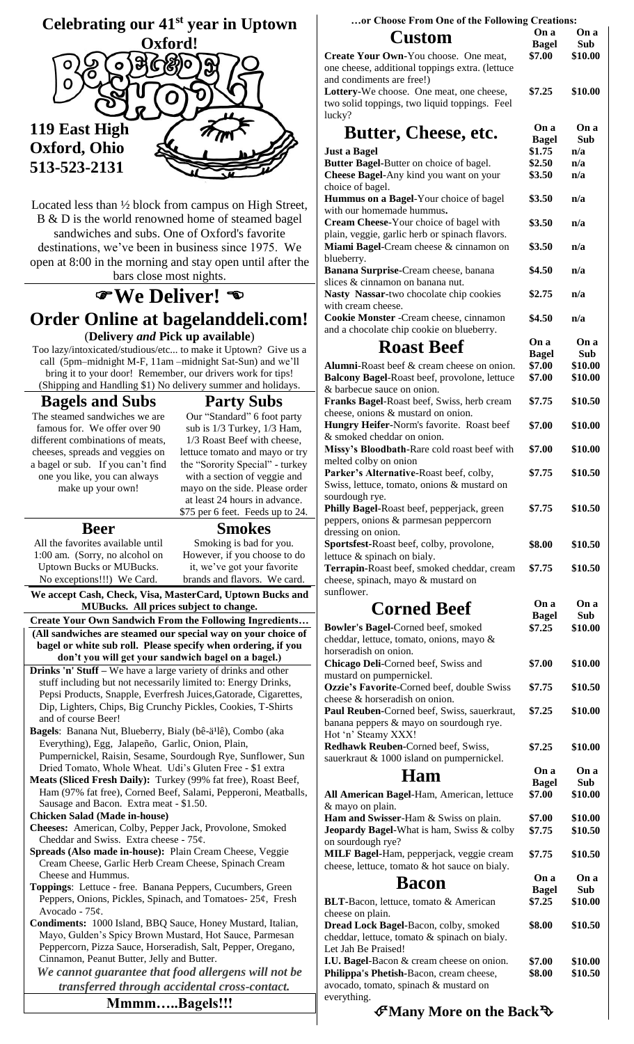# Celebrating our 41st year in Uptown Oxford!

**119 East High**
**Oxford, Ohio**
**513-523-2131**

Located less than ½ block from campus on High Street, B & D is the world renowned home of steamed bagel sandwiches and subs. One of Oxford's favorite destinations, we've been in business since 1975. We open at 8:00 in the morning and stay open until after the bars close most nights.

## ☞We Deliver! ☜

## Order Online at bagelanddeli.com!

(**Delivery *and* Pick up available**)

Too lazy/intoxicated/studious/etc... to make it Uptown? Give us a call (5pm–midnight M-F, 11am –midnight Sat-Sun) and we'll bring it to your door! Remember, our drivers work for tips! (Shipping and Handling $1) No delivery summer and holidays.

### Bagels and Subs

The steamed sandwiches we are famous for. We offer over 90 different combinations of meats, cheeses, spreads and veggies on a bagel or sub. If you can't find one you like, you can always make up your own!

### Party Subs

Our "Standard" 6 foot party sub is 1/3 Turkey, 1/3 Ham, 1/3 Roast Beef with cheese, lettuce tomato and mayo or try the "Sorority Special" - turkey with a section of veggie and mayo on the side. Please order at least 24 hours in advance. $75 per 6 feet. Feeds up to 24.

### Beer

All the favorites available until 1:00 am. (Sorry, no alcohol on Uptown Bucks or MUBucks. No exceptions!!!) We Card.

### Smokes

Smoking is bad for you. However, if you choose to do it, we've got your favorite brands and flavors. We card.

**We accept Cash, Check, Visa, MasterCard, Uptown Bucks and MUBucks. All prices subject to change.**

**Create Your Own Sandwich From the Following Ingredients…**

**(All sandwiches are steamed our special way on your choice of bagel or white sub roll. Please specify when ordering, if you don't you will get your sandwich bagel on a bagel.)**

**Drinks 'n' Stuff** – We have a large variety of drinks and other stuff including but not necessarily limited to: Energy Drinks, Pepsi Products, Snapple, Everfresh Juices,Gatorade, Cigarettes, Dip, Lighters, Chips, Big Crunchy Pickles, Cookies, T-Shirts and of course Beer!

**Bagels**: Banana Nut, Blueberry, Bialy (bê-ä¹lê), Combo (aka Everything), Egg, Jalapeño, Garlic, Onion, Plain, Pumpernickel, Raisin, Sesame, Sourdough Rye, Sunflower, Sun Dried Tomato, Whole Wheat. Udi's Gluten Free - $1 extra

**Meats (Sliced Fresh Daily):** Turkey (99% fat free), Roast Beef, Ham (97% fat free), Corned Beef, Salami, Pepperoni, Meatballs, Sausage and Bacon. Extra meat - $1.50.

**Chicken Salad (Made in-house)**

**Cheeses:** American, Colby, Pepper Jack, Provolone, Smoked Cheddar and Swiss. Extra cheese - 75¢.

**Spreads (Also made in-house):** Plain Cream Cheese, Veggie Cream Cheese, Garlic Herb Cream Cheese, Spinach Cream Cheese and Hummus.

**Toppings**: Lettuce - free. Banana Peppers, Cucumbers, Green Peppers, Onions, Pickles, Spinach, and Tomatoes- 25¢, Fresh Avocado - 75¢.

**Condiments:** 1000 Island, BBQ Sauce, Honey Mustard, Italian, Mayo, Gulden's Spicy Brown Mustard, Hot Sauce, Parmesan Peppercorn, Pizza Sauce, Horseradish, Salt, Pepper, Oregano, Cinnamon, Peanut Butter, Jelly and Butter.

***We cannot guarantee that food allergens will not be transferred through accidental cross-contact.***

**Mmmm…..Bagels!!!**

**…or Choose From One of the Following Creations:**

## Custom

| | On a Bagel | On a Sub |
|---|---|---|
| **Create Your Own**-You choose. One meat, one cheese, additional toppings extra. (lettuce and condiments are free!) | $7.00 | $10.00 |
| **Lottery**-We choose. One meat, one cheese, two solid toppings, two liquid toppings. Feel lucky? | $7.25 | $10.00 |

## Butter, Cheese, etc.

| | On a Bagel | On a Sub |
|---|---|---|
| **Just a Bagel** | $1.75 | n/a |
| **Butter Bagel**-Butter on choice of bagel. | $2.50 | n/a |
| **Cheese Bagel**-Any kind you want on your choice of bagel. | $3.50 | n/a |
| **Hummus on a Bagel**-Your choice of bagel with our homemade hummus. | $3.50 | n/a |
| **Cream Cheese**-Your choice of bagel with plain, veggie, garlic herb or spinach flavors. | $3.50 | n/a |
| **Miami Bagel**-Cream cheese & cinnamon on blueberry. | $3.50 | n/a |
| **Banana Surprise**-Cream cheese, banana slices & cinnamon on banana nut. | $4.50 | n/a |
| **Nasty Nassar**-two chocolate chip cookies with cream cheese. | $2.75 | n/a |
| **Cookie Monster** -Cream cheese, cinnamon and a chocolate chip cookie on blueberry. | $4.50 | n/a |

## Roast Beef

| | On a Bagel | On a Sub |
|---|---|---|
| **Alumni**-Roast beef & cream cheese on onion. | $7.00 | $10.00 |
| **Balcony Bagel**-Roast beef, provolone, lettuce & barbecue sauce on onion. | $7.00 | $10.00 |
| **Franks Bagel**-Roast beef, Swiss, herb cream cheese, onions & mustard on onion. | $7.75 | $10.50 |
| **Hungry Heifer**-Norm's favorite. Roast beef & smoked cheddar on onion. | $7.00 | $10.00 |
| **Missy's Bloodbath**-Rare cold roast beef with melted colby on onion | $7.00 | $10.00 |
| **Parker's Alternative**-Roast beef, colby, Swiss, lettuce, tomato, onions & mustard on sourdough rye. | $7.75 | $10.50 |
| **Philly Bagel**-Roast beef, pepperjack, green peppers, onions & parmesan peppercorn dressing on onion. | $7.75 | $10.50 |
| **Sportsfest**-Roast beef, colby, provolone, lettuce & spinach on bialy. | $8.00 | $10.50 |
| **Terrapin**-Roast beef, smoked cheddar, cream cheese, spinach, mayo & mustard on sunflower. | $7.75 | $10.50 |

## Corned Beef

| | On a Bagel | On a Sub |
|---|---|---|
| **Bowler's Bagel**-Corned beef, smoked cheddar, lettuce, tomato, onions, mayo & horseradish on onion. | $7.25 | $10.00 |
| **Chicago Deli**-Corned beef, Swiss and mustard on pumpernickel. | $7.00 | $10.00 |
| **Ozzie's Favorite**-Corned beef, double Swiss cheese & horseradish on onion. | $7.75 | $10.50 |
| **Paul Reuben**-Corned beef, Swiss, sauerkraut, banana peppers & mayo on sourdough rye. Hot 'n' Steamy XXX! | $7.25 | $10.00 |
| **Redhawk Reuben**-Corned beef, Swiss, sauerkraut & 1000 island on pumpernickel. | $7.25 | $10.00 |

## Ham

| | On a Bagel | On a Sub |
|---|---|---|
| **All American Bagel**-Ham, American, lettuce & mayo on plain. | $7.00 | $10.00 |
| **Ham and Swisser**-Ham & Swiss on plain. | $7.00 | $10.00 |
| **Jeopardy Bagel**-What is ham, Swiss & colby on sourdough rye? | $7.75 | $10.50 |
| **MILF Bagel**-Ham, pepperjack, veggie cream cheese, lettuce, tomato & hot sauce on bialy. | $7.75 | $10.50 |

## Bacon

| | On a Bagel | On a Sub |
|---|---|---|
| **BLT**-Bacon, lettuce, tomato & American cheese on plain. | $7.25 | $10.00 |
| **Dread Lock Bagel**-Bacon, colby, smoked cheddar, lettuce, tomato & spinach on bialy. Let Jah Be Praised! | $8.00 | $10.50 |
| **I.U. Bagel**-Bacon & cream cheese on onion. | $7.00 | $10.00 |
| **Philippa's Phetish**-Bacon, cream cheese, avocado, tomato, spinach & mustard on everything. | $8.00 | $10.50 |

**Many More on the Back**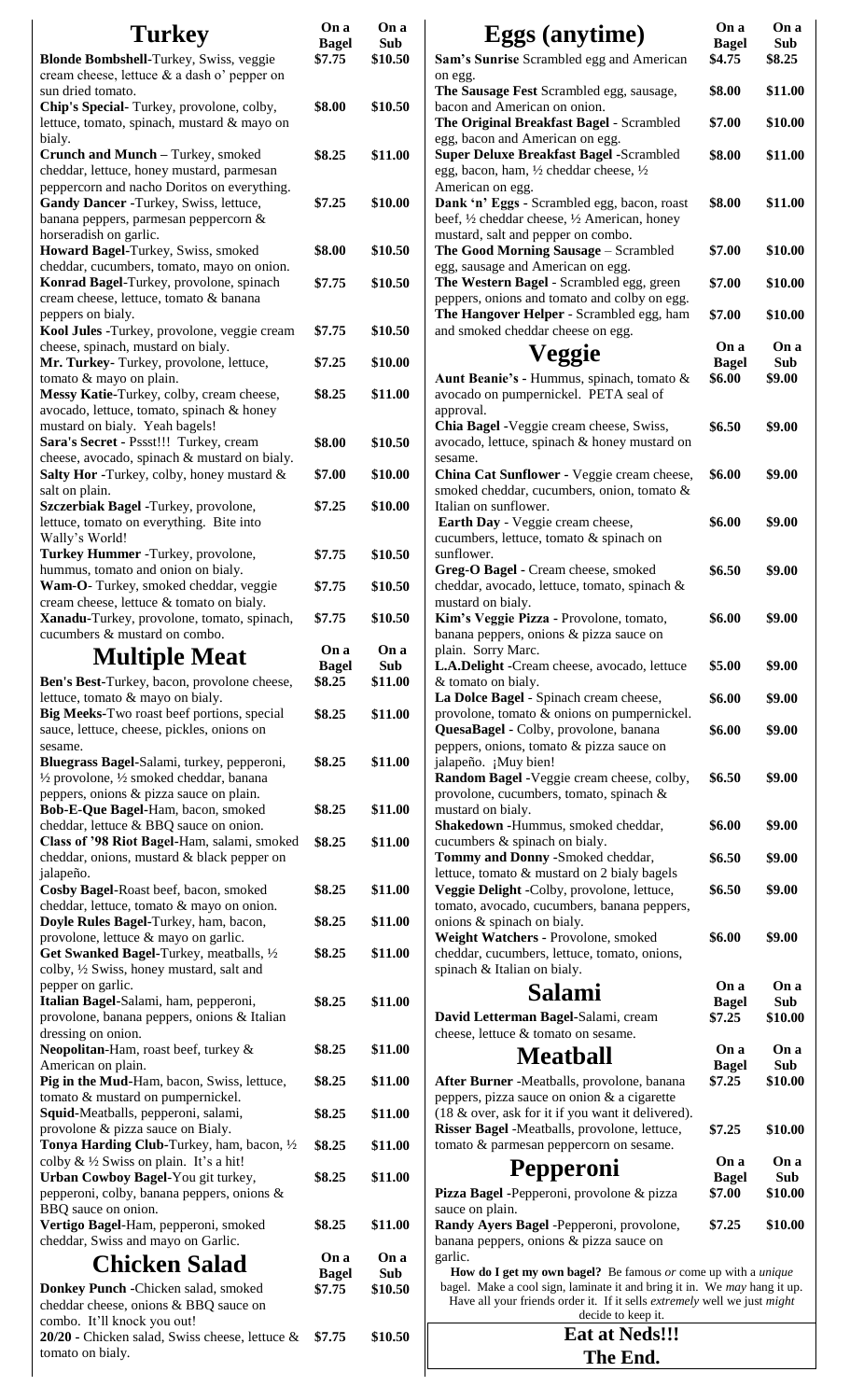## Turkey

| Turkey | On a Bagel | On a Sub |
|---|---|---|
| **Blonde Bombshell**-Turkey, Swiss, veggie cream cheese, lettuce & a dash o' pepper on sun dried tomato. | $7.75 | $10.50 |
| **Chip's Special**- Turkey, provolone, colby, lettuce, tomato, spinach, mustard & mayo on bialy. | $8.00 | $10.50 |
| **Crunch and Munch** – Turkey, smoked cheddar, lettuce, honey mustard, parmesan peppercorn and nacho Doritos on everything. | $8.25 | $11.00 |
| **Gandy Dancer** -Turkey, Swiss, lettuce, banana peppers, parmesan peppercorn & horseradish on garlic. | $7.25 | $10.00 |
| **Howard Bagel**-Turkey, Swiss, smoked cheddar, cucumbers, tomato, mayo on onion. | $8.00 | $10.50 |
| **Konrad Bagel**-Turkey, provolone, spinach cream cheese, lettuce, tomato & banana peppers on bialy. | $7.75 | $10.50 |
| **Kool Jules** -Turkey, provolone, veggie cream cheese, spinach, mustard on bialy. | $7.75 | $10.50 |
| **Mr. Turkey**- Turkey, provolone, lettuce, tomato & mayo on plain. | $7.25 | $10.00 |
| **Messy Katie**-Turkey, colby, cream cheese, avocado, lettuce, tomato, spinach & honey mustard on bialy. Yeah bagels! | $8.25 | $11.00 |
| **Sara's Secret** - Pssst!!! Turkey, cream cheese, avocado, spinach & mustard on bialy. | $8.00 | $10.50 |
| **Salty Hor** -Turkey, colby, honey mustard & salt on plain. | $7.00 | $10.00 |
| **Szczerbiak Bagel** -Turkey, provolone, lettuce, tomato on everything. Bite into Wally's World! | $7.25 | $10.00 |
| **Turkey Hummer** -Turkey, provolone, hummus, tomato and onion on bialy. | $7.75 | $10.50 |
| **Wam-O**- Turkey, smoked cheddar, veggie cream cheese, lettuce & tomato on bialy. | $7.75 | $10.50 |
| **Xanadu**-Turkey, provolone, tomato, spinach, cucumbers & mustard on combo. | $7.75 | $10.50 |

## Multiple Meat

| Multiple Meat | On a Bagel | On a Sub |
|---|---|---|
| **Ben's Best**-Turkey, bacon, provolone cheese, lettuce, tomato & mayo on bialy. | $8.25 | $11.00 |
| **Big Meeks**-Two roast beef portions, special sauce, lettuce, cheese, pickles, onions on sesame. | $8.25 | $11.00 |
| **Bluegrass Bagel**-Salami, turkey, pepperoni, ½ provolone, ½ smoked cheddar, banana peppers, onions & pizza sauce on plain. | $8.25 | $11.00 |
| **Bob-E-Que Bagel**-Ham, bacon, smoked cheddar, lettuce & BBQ sauce on onion. | $8.25 | $11.00 |
| **Class of '98 Riot Bagel**-Ham, salami, smoked cheddar, onions, mustard & black pepper on jalapeño. | $8.25 | $11.00 |
| **Cosby Bagel**-Roast beef, bacon, smoked cheddar, lettuce, tomato & mayo on onion. | $8.25 | $11.00 |
| **Doyle Rules Bagel**-Turkey, ham, bacon, provolone, lettuce & mayo on garlic. | $8.25 | $11.00 |
| **Get Swanked Bagel**-Turkey, meatballs, ½ colby, ½ Swiss, honey mustard, salt and pepper on garlic. | $8.25 | $11.00 |
| **Italian Bagel**-Salami, ham, pepperoni, provolone, banana peppers, onions & Italian dressing on onion. | $8.25 | $11.00 |
| **Neopolitan**-Ham, roast beef, turkey & American on plain. | $8.25 | $11.00 |
| **Pig in the Mud**-Ham, bacon, Swiss, lettuce, tomato & mustard on pumpernickel. | $8.25 | $11.00 |
| **Squid**-Meatballs, pepperoni, salami, provolone & pizza sauce on Bialy. | $8.25 | $11.00 |
| **Tonya Harding Club**-Turkey, ham, bacon, ½ colby & ½ Swiss on plain. It's a hit! | $8.25 | $11.00 |
| **Urban Cowboy Bagel**-You git turkey, pepperoni, colby, banana peppers, onions & BBQ sauce on onion. | $8.25 | $11.00 |
| **Vertigo Bagel**-Ham, pepperoni, smoked cheddar, Swiss and mayo on Garlic. | $8.25 | $11.00 |

## Chicken Salad

| Chicken Salad | On a Bagel | On a Sub |
|---|---|---|
| **Donkey Punch** -Chicken salad, smoked cheddar cheese, onions & BBQ sauce on combo. It'll knock you out! | $7.75 | $10.50 |
| **20/20** - Chicken salad, Swiss cheese, lettuce & tomato on bialy. | $7.75 | $10.50 |

## Eggs (anytime)

| Eggs (anytime) | On a Bagel | On a Sub |
|---|---|---|
| **Sam's Sunrise** Scrambled egg and American on egg. | $4.75 | $8.25 |
| **The Sausage Fest** Scrambled egg, sausage, bacon and American on onion. | $8.00 | $11.00 |
| **The Original Breakfast Bagel** - Scrambled egg, bacon and American on egg. | $7.00 | $10.00 |
| **Super Deluxe Breakfast Bagel** -Scrambled egg, bacon, ham, ½ cheddar cheese, ½ American on egg. | $8.00 | $11.00 |
| **Dank 'n' Eggs** - Scrambled egg, bacon, roast beef, ½ cheddar cheese, ½ American, honey mustard, salt and pepper on combo. | $8.00 | $11.00 |
| **The Good Morning Sausage** – Scrambled egg, sausage and American on egg. | $7.00 | $10.00 |
| **The Western Bagel** - Scrambled egg, green peppers, onions and tomato and colby on egg. | $7.00 | $10.00 |
| **The Hangover Helper** - Scrambled egg, ham and smoked cheddar cheese on egg. | $7.00 | $10.00 |

## Veggie

| Veggie | On a Bagel | On a Sub |
|---|---|---|
| **Aunt Beanie's** - Hummus, spinach, tomato & avocado on pumpernickel. PETA seal of approval. | $6.00 | $9.00 |
| **Chia Bagel** -Veggie cream cheese, Swiss, avocado, lettuce, spinach & honey mustard on sesame. | $6.50 | $9.00 |
| **China Cat Sunflower** - Veggie cream cheese, smoked cheddar, cucumbers, onion, tomato & Italian on sunflower. | $6.00 | $9.00 |
| **Earth Day** - Veggie cream cheese, cucumbers, lettuce, tomato & spinach on sunflower. | $6.00 | $9.00 |
| **Greg-O Bagel** - Cream cheese, smoked cheddar, avocado, lettuce, tomato, spinach & mustard on bialy. | $6.50 | $9.00 |
| **Kim's Veggie Pizza** - Provolone, tomato, banana peppers, onions & pizza sauce on plain. Sorry Marc. | $6.00 | $9.00 |
| **L.A.Delight** -Cream cheese, avocado, lettuce & tomato on bialy. | $5.00 | $9.00 |
| **La Dolce Bagel** - Spinach cream cheese, provolone, tomato & onions on pumpernickel. | $6.00 | $9.00 |
| **QuesaBagel** - Colby, provolone, banana peppers, onions, tomato & pizza sauce on jalapeño. ¡Muy bien! | $6.00 | $9.00 |
| **Random Bagel** -Veggie cream cheese, colby, provolone, cucumbers, tomato, spinach & mustard on bialy. | $6.50 | $9.00 |
| **Shakedown** -Hummus, smoked cheddar, cucumbers & spinach on bialy. | $6.00 | $9.00 |
| **Tommy and Donny** -Smoked cheddar, lettuce, tomato & mustard on 2 bialy bagels | $6.50 | $9.00 |
| **Veggie Delight** -Colby, provolone, lettuce, tomato, avocado, cucumbers, banana peppers, onions & spinach on bialy. | $6.50 | $9.00 |
| **Weight Watchers** - Provolone, smoked cheddar, cucumbers, lettuce, tomato, onions, spinach & Italian on bialy. | $6.00 | $9.00 |

## Salami

| Salami | On a Bagel | On a Sub |
|---|---|---|
| **David Letterman Bagel**-Salami, cream cheese, lettuce & tomato on sesame. | $7.25 | $10.00 |

## Meatball

| Meatball | On a Bagel | On a Sub |
|---|---|---|
| **After Burner** -Meatballs, provolone, banana peppers, pizza sauce on onion & a cigarette (18 & over, ask for it if you want it delivered). | $7.25 | $10.00 |
| **Risser Bagel** -Meatballs, provolone, lettuce, tomato & parmesan peppercorn on sesame. | $7.25 | $10.00 |

## Pepperoni

| Pepperoni | On a Bagel | On a Sub |
|---|---|---|
| **Pizza Bagel** -Pepperoni, provolone & pizza sauce on plain. | $7.00 | $10.00 |
| **Randy Ayers Bagel** -Pepperoni, provolone, banana peppers, onions & pizza sauce on garlic. | $7.25 | $10.00 |

**How do I get my own bagel?** Be famous *or* come up with a *unique* bagel. Make a cool sign, laminate it and bring it in. We *may* hang it up. Have all your friends order it. If it sells *extremely* well we just *might* decide to keep it.

**Eat at Neds!!!**

**The End.**